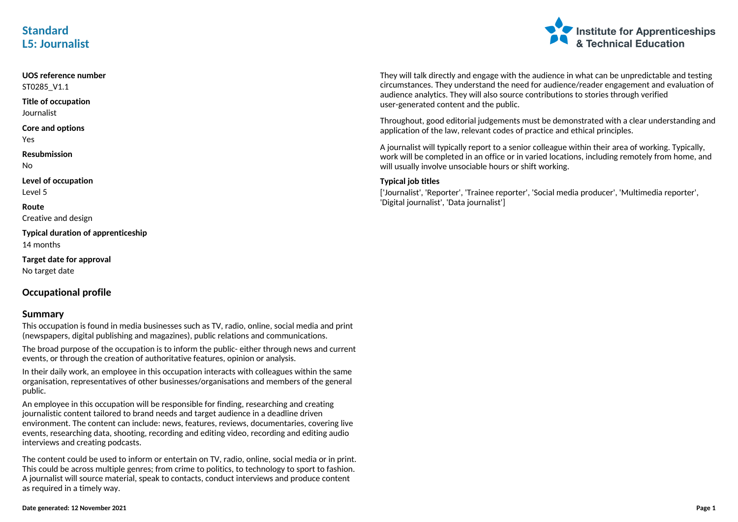# Standard
# L5: Journalist

**UOS reference number**
ST0285_V1.1

**Title of occupation**
Journalist

**Core and options**
Yes

**Resubmission**
No

**Level of occupation**
Level 5

**Route**
Creative and design

**Typical duration of apprenticeship**
14 months

**Target date for approval**
No target date

## Occupational profile

### Summary

This occupation is found in media businesses such as TV, radio, online, social media and print (newspapers, digital publishing and magazines), public relations and communications.

The broad purpose of the occupation is to inform the public- either through news and current events, or through the creation of authoritative features, opinion or analysis.

In their daily work, an employee in this occupation interacts with colleagues within the same organisation, representatives of other businesses/organisations and members of the general public.

An employee in this occupation will be responsible for finding, researching and creating journalistic content tailored to brand needs and target audience in a deadline driven environment. The content can include: news, features, reviews, documentaries, covering live events, researching data, shooting, recording and editing video, recording and editing audio interviews and creating podcasts.

The content could be used to inform or entertain on TV, radio, online, social media or in print. This could be across multiple genres; from crime to politics, to technology to sport to fashion. A journalist will source material, speak to contacts, conduct interviews and produce content as required in a timely way.

They will talk directly and engage with the audience in what can be unpredictable and testing circumstances. They understand the need for audience/reader engagement and evaluation of audience analytics. They will also source contributions to stories through verified user-generated content and the public.

Throughout, good editorial judgements must be demonstrated with a clear understanding and application of the law, relevant codes of practice and ethical principles.

A journalist will typically report to a senior colleague within their area of working. Typically, work will be completed in an office or in varied locations, including remotely from home, and will usually involve unsociable hours or shift working.

**Typical job titles**

['Journalist', 'Reporter', 'Trainee reporter', 'Social media producer', 'Multimedia reporter', 'Digital journalist', 'Data journalist']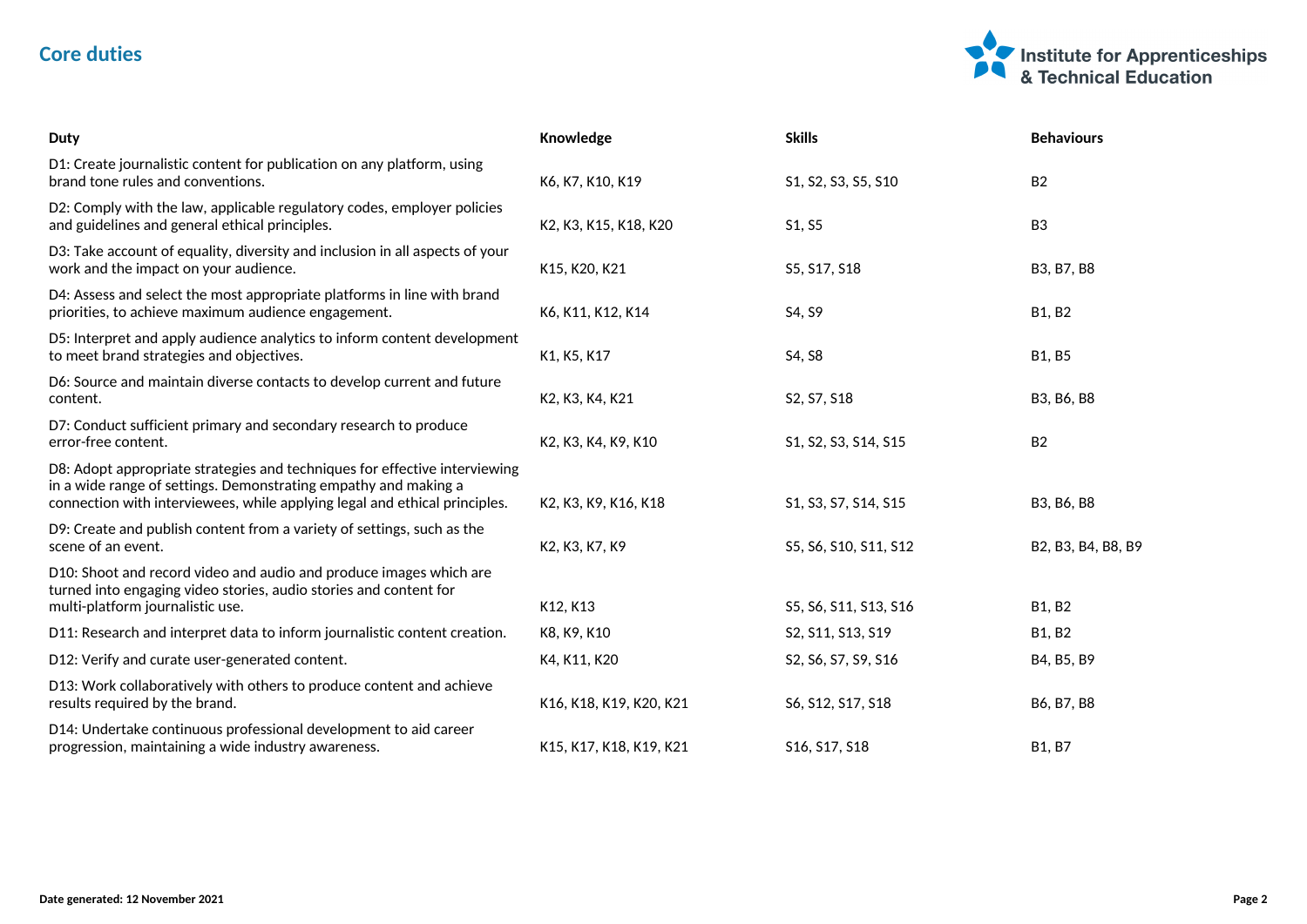## Core duties

| Duty | Knowledge | Skills | Behaviours |
|---|---|---|---|
| D1: Create journalistic content for publication on any platform, using brand tone rules and conventions. | K6, K7, K10, K19 | S1, S2, S3, S5, S10 | B2 |
| D2: Comply with the law, applicable regulatory codes, employer policies and guidelines and general ethical principles. | K2, K3, K15, K18, K20 | S1, S5 | B3 |
| D3: Take account of equality, diversity and inclusion in all aspects of your work and the impact on your audience. | K15, K20, K21 | S5, S17, S18 | B3, B7, B8 |
| D4: Assess and select the most appropriate platforms in line with brand priorities, to achieve maximum audience engagement. | K6, K11, K12, K14 | S4, S9 | B1, B2 |
| D5: Interpret and apply audience analytics to inform content development to meet brand strategies and objectives. | K1, K5, K17 | S4, S8 | B1, B5 |
| D6: Source and maintain diverse contacts to develop current and future content. | K2, K3, K4, K21 | S2, S7, S18 | B3, B6, B8 |
| D7: Conduct sufficient primary and secondary research to produce error-free content. | K2, K3, K4, K9, K10 | S1, S2, S3, S14, S15 | B2 |
| D8: Adopt appropriate strategies and techniques for effective interviewing in a wide range of settings. Demonstrating empathy and making a connection with interviewees, while applying legal and ethical principles. | K2, K3, K9, K16, K18 | S1, S3, S7, S14, S15 | B3, B6, B8 |
| D9: Create and publish content from a variety of settings, such as the scene of an event. | K2, K3, K7, K9 | S5, S6, S10, S11, S12 | B2, B3, B4, B8, B9 |
| D10: Shoot and record video and audio and produce images which are turned into engaging video stories, audio stories and content for multi-platform journalistic use. | K12, K13 | S5, S6, S11, S13, S16 | B1, B2 |
| D11: Research and interpret data to inform journalistic content creation. | K8, K9, K10 | S2, S11, S13, S19 | B1, B2 |
| D12: Verify and curate user-generated content. | K4, K11, K20 | S2, S6, S7, S9, S16 | B4, B5, B9 |
| D13: Work collaboratively with others to produce content and achieve results required by the brand. | K16, K18, K19, K20, K21 | S6, S12, S17, S18 | B6, B7, B8 |
| D14: Undertake continuous professional development to aid career progression, maintaining a wide industry awareness. | K15, K17, K18, K19, K21 | S16, S17, S18 | B1, B7 |

**Date generated: 12 November 2021**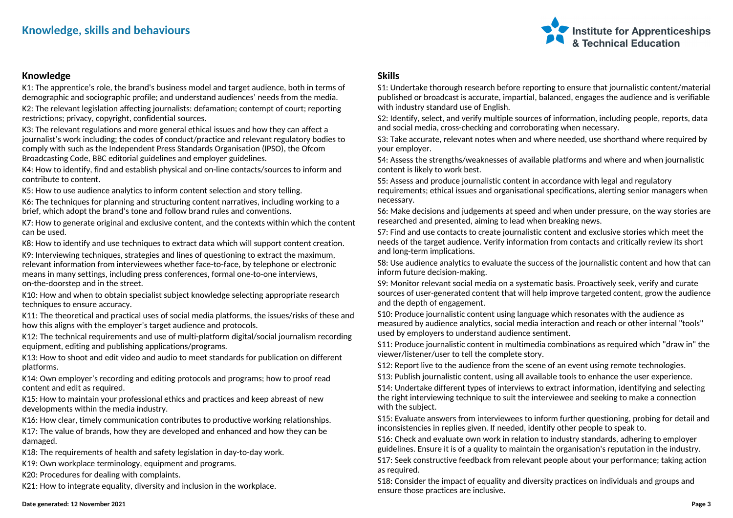## Knowledge, skills and behaviours

### Knowledge

K1: The apprentice's role, the brand's business model and target audience, both in terms of demographic and sociographic profile; and understand audiences' needs from the media.

K2: The relevant legislation affecting journalists: defamation; contempt of court; reporting restrictions; privacy, copyright, confidential sources.

K3: The relevant regulations and more general ethical issues and how they can affect a journalist's work including; the codes of conduct/practice and relevant regulatory bodies to comply with such as the Independent Press Standards Organisation (IPSO), the Ofcom Broadcasting Code, BBC editorial guidelines and employer guidelines.

K4: How to identify, find and establish physical and on-line contacts/sources to inform and contribute to content.

K5: How to use audience analytics to inform content selection and story telling.

K6: The techniques for planning and structuring content narratives, including working to a brief, which adopt the brand's tone and follow brand rules and conventions.

K7: How to generate original and exclusive content, and the contexts within which the content can be used.

K8: How to identify and use techniques to extract data which will support content creation.

K9: Interviewing techniques, strategies and lines of questioning to extract the maximum, relevant information from interviewees whether face-to-face, by telephone or electronic means in many settings, including press conferences, formal one-to-one interviews, on-the-doorstep and in the street.

K10: How and when to obtain specialist subject knowledge selecting appropriate research techniques to ensure accuracy.

K11: The theoretical and practical uses of social media platforms, the issues/risks of these and how this aligns with the employer's target audience and protocols.

K12: The technical requirements and use of multi-platform digital/social journalism recording equipment, editing and publishing applications/programs.

K13: How to shoot and edit video and audio to meet standards for publication on different platforms.

K14: Own employer's recording and editing protocols and programs; how to proof read content and edit as required.

K15: How to maintain your professional ethics and practices and keep abreast of new developments within the media industry.

K16: How clear, timely communication contributes to productive working relationships.

K17: The value of brands, how they are developed and enhanced and how they can be damaged.

K18: The requirements of health and safety legislation in day-to-day work.

K19: Own workplace terminology, equipment and programs.

K20: Procedures for dealing with complaints.

K21: How to integrate equality, diversity and inclusion in the workplace.

### Skills

S1: Undertake thorough research before reporting to ensure that journalistic content/material published or broadcast is accurate, impartial, balanced, engages the audience and is verifiable with industry standard use of English.

S2: Identify, select, and verify multiple sources of information, including people, reports, data and social media, cross-checking and corroborating when necessary.

S3: Take accurate, relevant notes when and where needed, use shorthand where required by your employer.

S4: Assess the strengths/weaknesses of available platforms and where and when journalistic content is likely to work best.

S5: Assess and produce journalistic content in accordance with legal and regulatory requirements; ethical issues and organisational specifications, alerting senior managers when necessary.

S6: Make decisions and judgements at speed and when under pressure, on the way stories are researched and presented, aiming to lead when breaking news.

S7: Find and use contacts to create journalistic content and exclusive stories which meet the needs of the target audience. Verify information from contacts and critically review its short and long-term implications.

S8: Use audience analytics to evaluate the success of the journalistic content and how that can inform future decision-making.

S9: Monitor relevant social media on a systematic basis. Proactively seek, verify and curate sources of user-generated content that will help improve targeted content, grow the audience and the depth of engagement.

S10: Produce journalistic content using language which resonates with the audience as measured by audience analytics, social media interaction and reach or other internal "tools" used by employers to understand audience sentiment.

S11: Produce journalistic content in multimedia combinations as required which "draw in" the viewer/listener/user to tell the complete story.

S12: Report live to the audience from the scene of an event using remote technologies.

S13: Publish journalistic content, using all available tools to enhance the user experience.

S14: Undertake different types of interviews to extract information, identifying and selecting the right interviewing technique to suit the interviewee and seeking to make a connection with the subject.

S15: Evaluate answers from interviewees to inform further questioning, probing for detail and inconsistencies in replies given. If needed, identify other people to speak to.

S16: Check and evaluate own work in relation to industry standards, adhering to employer guidelines. Ensure it is of a quality to maintain the organisation's reputation in the industry.

S17: Seek constructive feedback from relevant people about your performance; taking action as required.

S18: Consider the impact of equality and diversity practices on individuals and groups and ensure those practices are inclusive.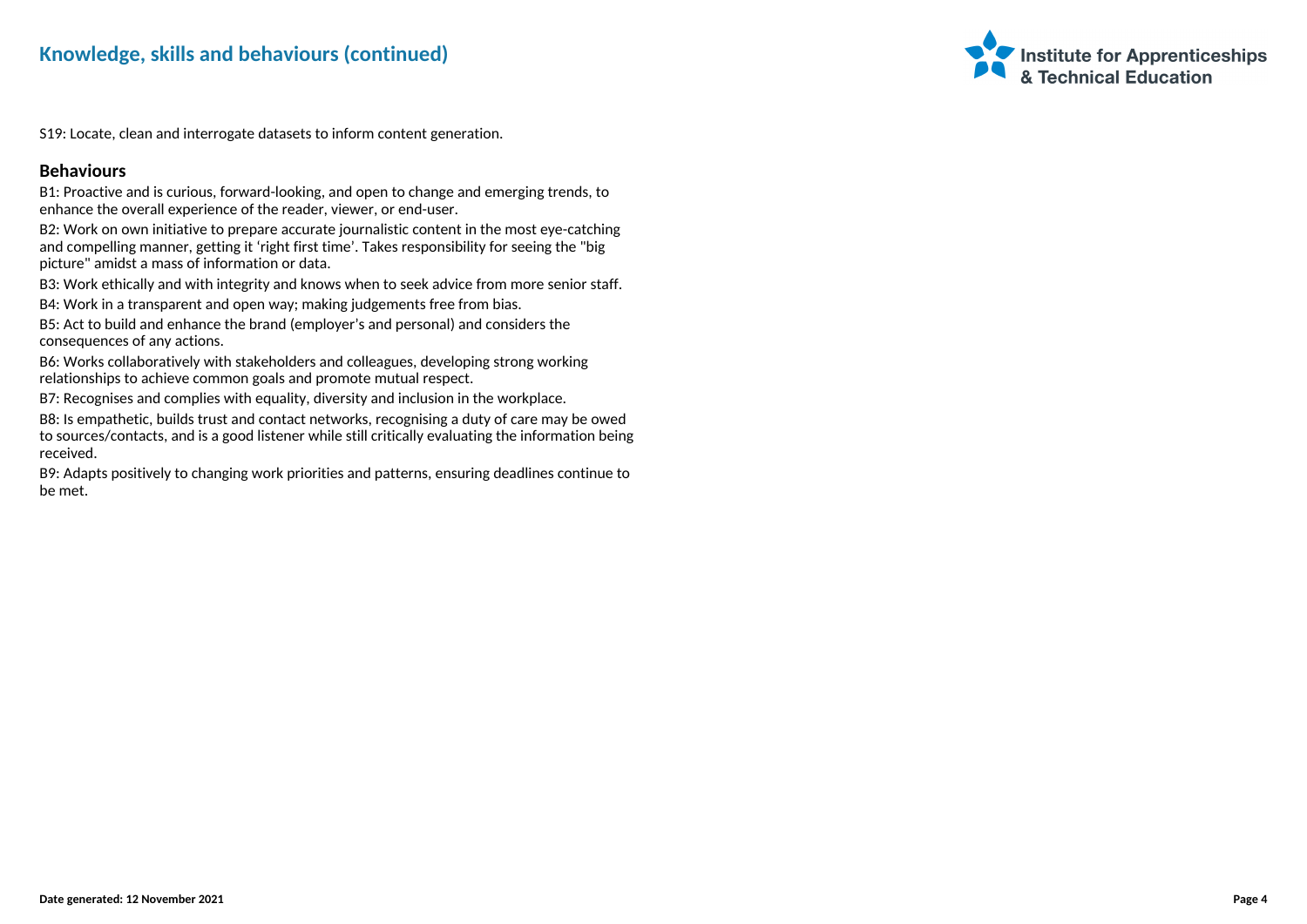## Knowledge, skills and behaviours (continued)

S19: Locate, clean and interrogate datasets to inform content generation.

### Behaviours

B1: Proactive and is curious, forward-looking, and open to change and emerging trends, to enhance the overall experience of the reader, viewer, or end-user.

B2: Work on own initiative to prepare accurate journalistic content in the most eye-catching and compelling manner, getting it 'right first time'. Takes responsibility for seeing the "big picture" amidst a mass of information or data.

B3: Work ethically and with integrity and knows when to seek advice from more senior staff.

B4: Work in a transparent and open way; making judgements free from bias.

B5: Act to build and enhance the brand (employer's and personal) and considers the consequences of any actions.

B6: Works collaboratively with stakeholders and colleagues, developing strong working relationships to achieve common goals and promote mutual respect.

B7: Recognises and complies with equality, diversity and inclusion in the workplace.

B8: Is empathetic, builds trust and contact networks, recognising a duty of care may be owed to sources/contacts, and is a good listener while still critically evaluating the information being received.

B9: Adapts positively to changing work priorities and patterns, ensuring deadlines continue to be met.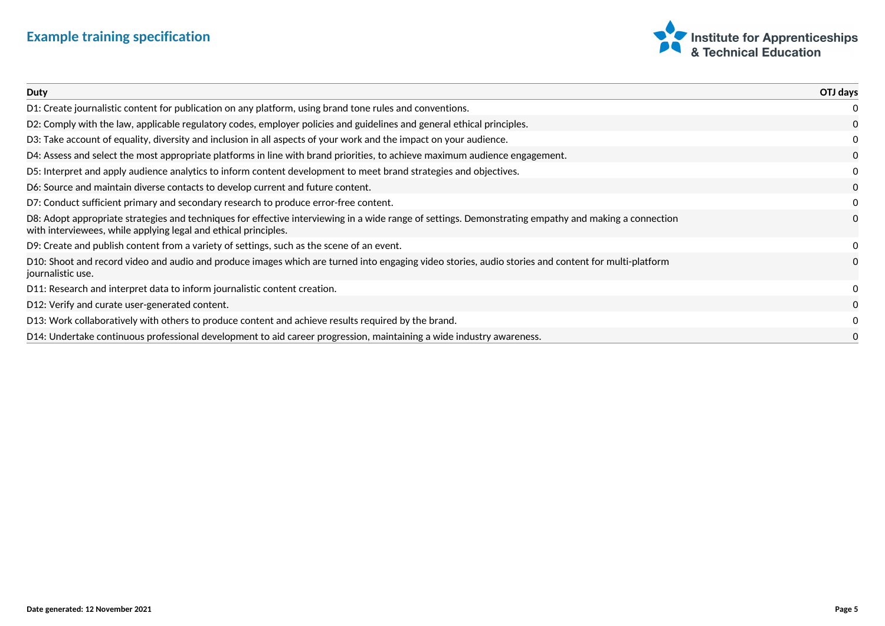| Duty | OTJ days |
| --- | --- |
| D1: Create journalistic content for publication on any platform, using brand tone rules and conventions. | 0 |
| D2: Comply with the law, applicable regulatory codes, employer policies and guidelines and general ethical principles. | 0 |
| D3: Take account of equality, diversity and inclusion in all aspects of your work and the impact on your audience. | 0 |
| D4: Assess and select the most appropriate platforms in line with brand priorities, to achieve maximum audience engagement. | 0 |
| D5: Interpret and apply audience analytics to inform content development to meet brand strategies and objectives. | 0 |
| D6: Source and maintain diverse contacts to develop current and future content. | 0 |
| D7: Conduct sufficient primary and secondary research to produce error-free content. | 0 |
| D8: Adopt appropriate strategies and techniques for effective interviewing in a wide range of settings. Demonstrating empathy and making a connection with interviewees, while applying legal and ethical principles. | 0 |
| D9: Create and publish content from a variety of settings, such as the scene of an event. | 0 |
| D10: Shoot and record video and audio and produce images which are turned into engaging video stories, audio stories and content for multi-platform journalistic use. | 0 |
| D11: Research and interpret data to inform journalistic content creation. | 0 |
| D12: Verify and curate user-generated content. | 0 |
| D13: Work collaboratively with others to produce content and achieve results required by the brand. | 0 |
| D14: Undertake continuous professional development to aid career progression, maintaining a wide industry awareness. | 0 |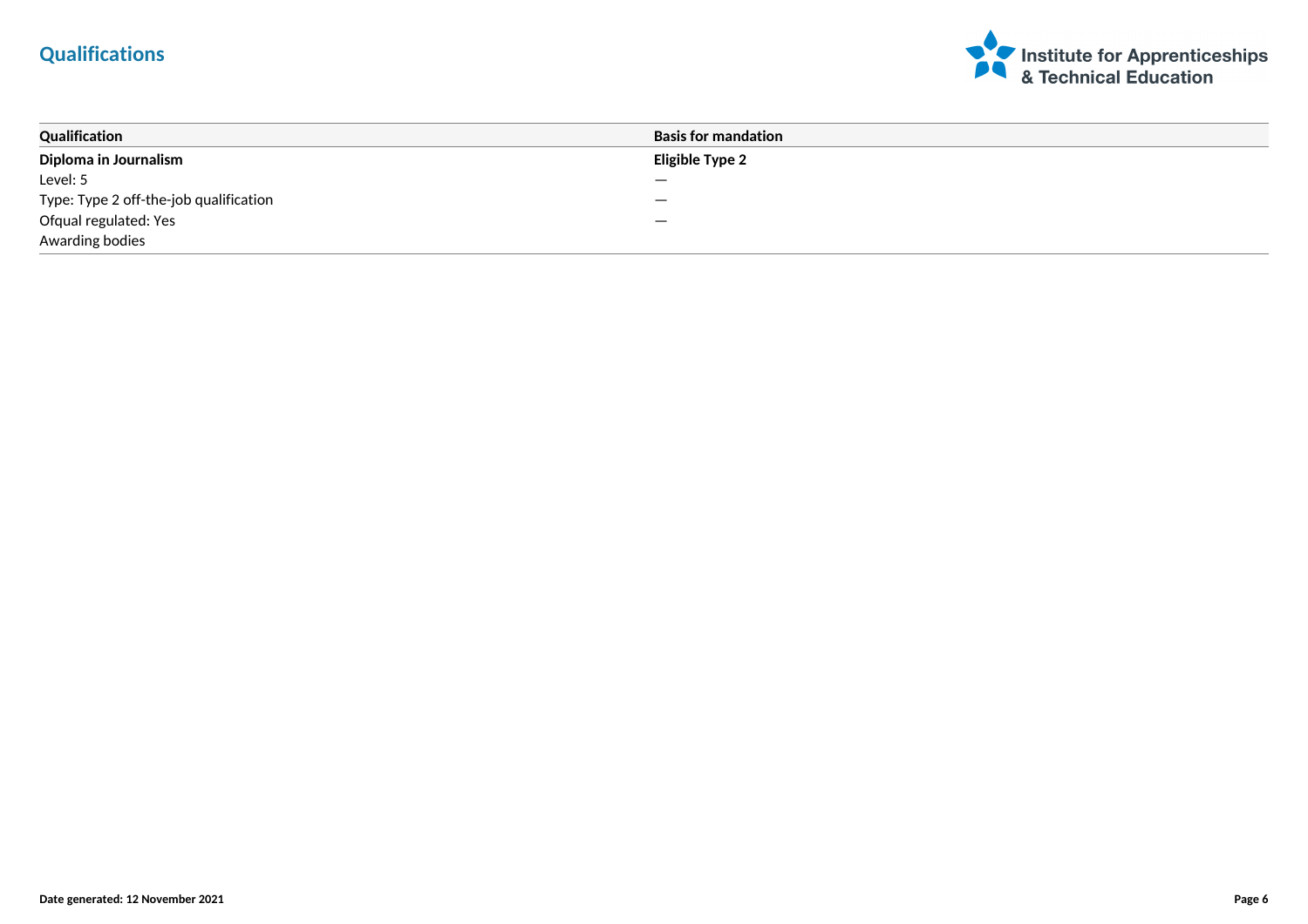## Qualifications

| Qualification | Basis for mandation |
|---|---|
| **Diploma in Journalism** | **Eligible Type 2** |
| Level: 5 | — |
| Type: Type 2 off-the-job qualification | — |
| Ofqual regulated: Yes | — |
| Awarding bodies | |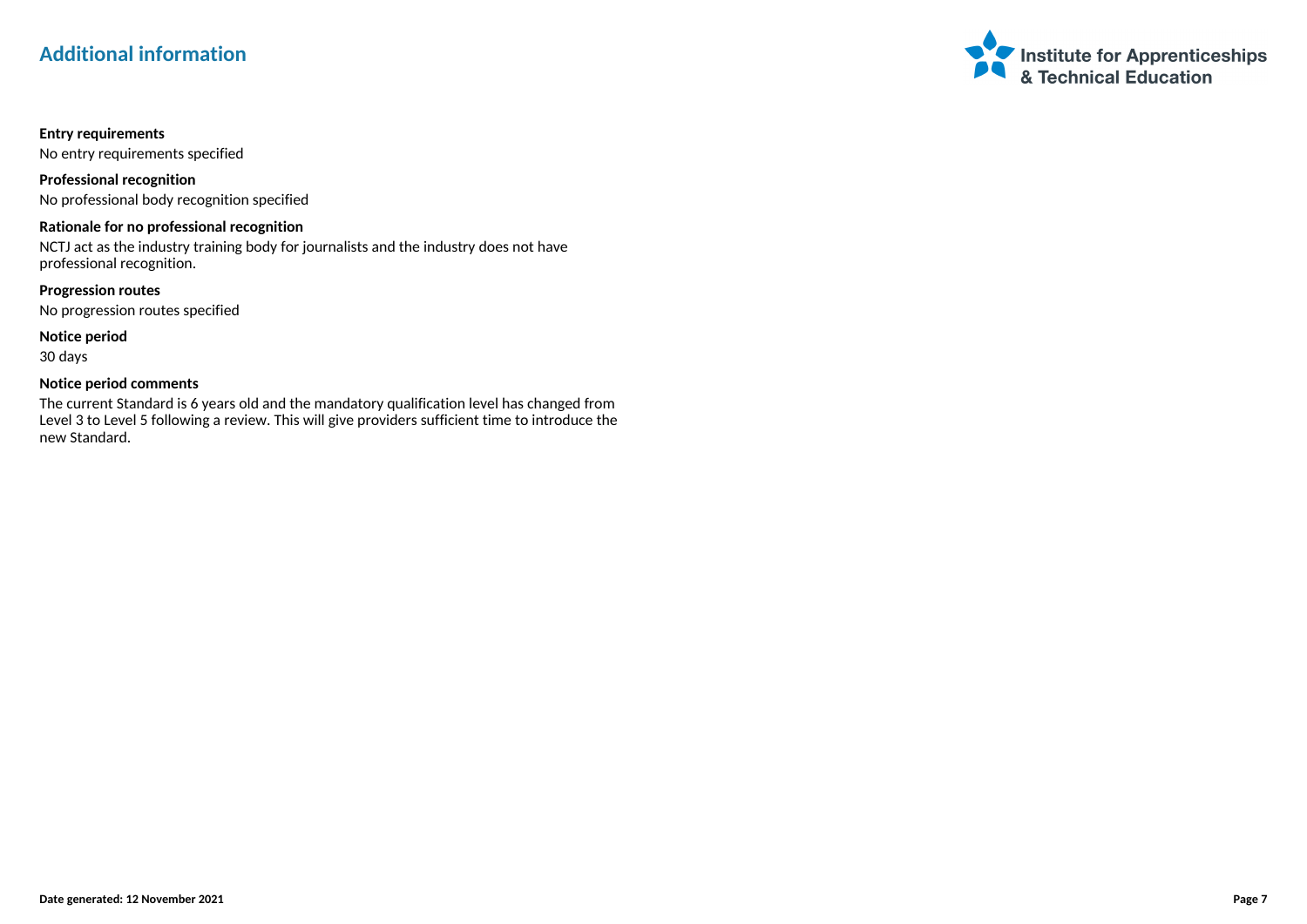## Additional information

**Entry requirements**

No entry requirements specified

**Professional recognition**

No professional body recognition specified

**Rationale for no professional recognition**

NCTJ act as the industry training body for journalists and the industry does not have professional recognition.

**Progression routes**

No progression routes specified

**Notice period**

30 days

**Notice period comments**

The current Standard is 6 years old and the mandatory qualification level has changed from Level 3 to Level 5 following a review. This will give providers sufficient time to introduce the new Standard.